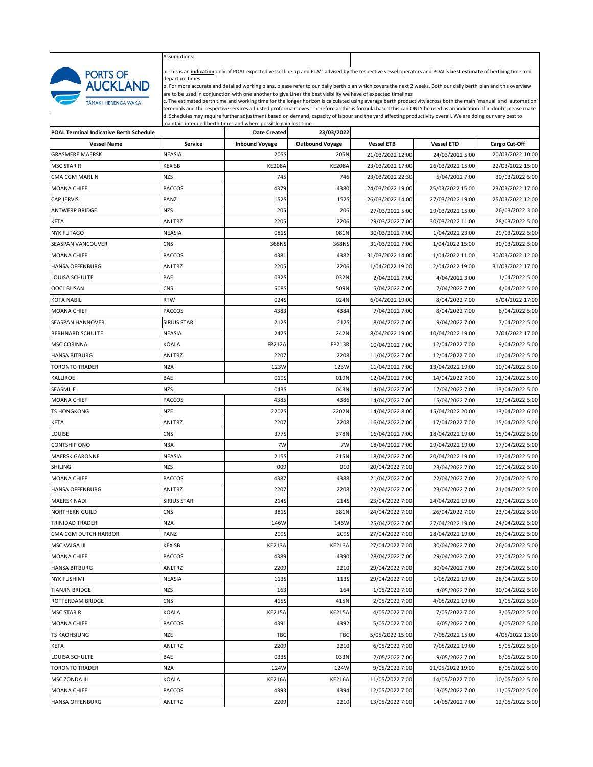PORTS OF AUCKLAND
TĀMAKI HERENGA WAKA

Assumptions:

a. This is an **indication** only of POAL expected vessel line up and ETA's advised by the respective vessel operators and POAL's **best estimate** of berthing time and departure times

b. For more accurate and detailed working plans, please refer to our daily berth plan which covers the next 2 weeks. Both our daily berth plan and this overview are to be used in conjunction with one another to give Lines the best visibility we have of expected timelines

c. The estimated berth time and working time for the longer horizon is calculated using average berth productivity across both the main 'manual' and 'automation' terminals and the respective services adjusted proforma moves. Therefore as this is formula based this can ONLY be used as an indication. If in doubt please make

d. Schedules may require further adjustment based on demand, capacity of labour and the yard affecting productivity overall. We are doing our very best to maintain intended berth times and where possible gain lost time

| POAL Terminal Indicative Berth Schedule | | Date Created | 23/03/2022 | | | |
|---|---|---|---|---|---|---|
| **Vessel Name** | **Service** | **Inbound Voyage** | **Outbound Voyage** | **Vessel ETB** | **Vessel ETD** | **Cargo Cut-Off** |
| GRASMERE MAERSK | NEASIA | 205S | 205N | 21/03/2022 12:00 | 24/03/2022 5:00 | 20/03/2022 10:00 |
| MSC STAR R | KEX SB | KE208A | KE208A | 23/03/2022 17:00 | 26/03/2022 15:00 | 22/03/2022 15:00 |
| CMA CGM MARLIN | NZS | 745 | 746 | 23/03/2022 22:30 | 5/04/2022 7:00 | 30/03/2022 5:00 |
| MOANA CHIEF | PACCOS | 4379 | 4380 | 24/03/2022 19:00 | 25/03/2022 15:00 | 23/03/2022 17:00 |
| CAP JERVIS | PANZ | 152S | 152S | 26/03/2022 14:00 | 27/03/2022 19:00 | 25/03/2022 12:00 |
| ANTWERP BRIDGE | NZS | 205 | 206 | 27/03/2022 5:00 | 29/03/2022 15:00 | 26/03/2022 3:00 |
| KETA | ANLTRZ | 2205 | 2206 | 29/03/2022 7:00 | 30/03/2022 11:00 | 28/03/2022 5:00 |
| NYK FUTAGO | NEASIA | 081S | 081N | 30/03/2022 7:00 | 1/04/2022 23:00 | 29/03/2022 5:00 |
| SEASPAN VANCOUVER | CNS | 368NS | 368NS | 31/03/2022 7:00 | 1/04/2022 15:00 | 30/03/2022 5:00 |
| MOANA CHIEF | PACCOS | 4381 | 4382 | 31/03/2022 14:00 | 1/04/2022 11:00 | 30/03/2022 12:00 |
| HANSA OFFENBURG | ANLTRZ | 2205 | 2206 | 1/04/2022 19:00 | 2/04/2022 19:00 | 31/03/2022 17:00 |
| LOUISA SCHULTE | BAE | 032S | 032N | 2/04/2022 7:00 | 4/04/2022 3:00 | 1/04/2022 5:00 |
| OOCL BUSAN | CNS | 508S | 509N | 5/04/2022 7:00 | 7/04/2022 7:00 | 4/04/2022 5:00 |
| KOTA NABIL | RTW | 024S | 024N | 6/04/2022 19:00 | 8/04/2022 7:00 | 5/04/2022 17:00 |
| MOANA CHIEF | PACCOS | 4383 | 4384 | 7/04/2022 7:00 | 8/04/2022 7:00 | 6/04/2022 5:00 |
| SEASPAN HANNOVER | SIRIUS STAR | 212S | 212S | 8/04/2022 7:00 | 9/04/2022 7:00 | 7/04/2022 5:00 |
| BERHNARD SCHULTE | NEASIA | 242S | 242N | 8/04/2022 19:00 | 10/04/2022 19:00 | 7/04/2022 17:00 |
| MSC CORINNA | KOALA | FP212A | FP213R | 10/04/2022 7:00 | 12/04/2022 7:00 | 9/04/2022 5:00 |
| HANSA BITBURG | ANLTRZ | 2207 | 2208 | 11/04/2022 7:00 | 12/04/2022 7:00 | 10/04/2022 5:00 |
| TORONTO TRADER | N2A | 123W | 123W | 11/04/2022 7:00 | 13/04/2022 19:00 | 10/04/2022 5:00 |
| KALLIROE | BAE | 019S | 019N | 12/04/2022 7:00 | 14/04/2022 7:00 | 11/04/2022 5:00 |
| SEASMILE | NZS | 043S | 043N | 14/04/2022 7:00 | 17/04/2022 7:00 | 13/04/2022 5:00 |
| MOANA CHIEF | PACCOS | 4385 | 4386 | 14/04/2022 7:00 | 15/04/2022 7:00 | 13/04/2022 5:00 |
| TS HONGKONG | NZE | 2202S | 2202N | 14/04/2022 8:00 | 15/04/2022 20:00 | 13/04/2022 6:00 |
| KETA | ANLTRZ | 2207 | 2208 | 16/04/2022 7:00 | 17/04/2022 7:00 | 15/04/2022 5:00 |
| LOUISE | CNS | 377S | 378N | 16/04/2022 7:00 | 18/04/2022 19:00 | 15/04/2022 5:00 |
| CONTSHIP ONO | N3A | 7W | 7W | 18/04/2022 7:00 | 29/04/2022 19:00 | 17/04/2022 5:00 |
| MAERSK GARONNE | NEASIA | 215S | 215N | 18/04/2022 7:00 | 20/04/2022 19:00 | 17/04/2022 5:00 |
| SHILING | NZS | 009 | 010 | 20/04/2022 7:00 | 23/04/2022 7:00 | 19/04/2022 5:00 |
| MOANA CHIEF | PACCOS | 4387 | 4388 | 21/04/2022 7:00 | 22/04/2022 7:00 | 20/04/2022 5:00 |
| HANSA OFFENBURG | ANLTRZ | 2207 | 2208 | 22/04/2022 7:00 | 23/04/2022 7:00 | 21/04/2022 5:00 |
| MAERSK NADI | SIRIUS STAR | 214S | 214S | 23/04/2022 7:00 | 24/04/2022 19:00 | 22/04/2022 5:00 |
| NORTHERN GUILD | CNS | 381S | 381N | 24/04/2022 7:00 | 26/04/2022 7:00 | 23/04/2022 5:00 |
| TRINIDAD TRADER | N2A | 146W | 146W | 25/04/2022 7:00 | 27/04/2022 19:00 | 24/04/2022 5:00 |
| CMA CGM DUTCH HARBOR | PANZ | 209S | 209S | 27/04/2022 7:00 | 28/04/2022 19:00 | 26/04/2022 5:00 |
| MSC VAIGA III | KEX SB | KE213A | KE213A | 27/04/2022 7:00 | 30/04/2022 7:00 | 26/04/2022 5:00 |
| MOANA CHIEF | PACCOS | 4389 | 4390 | 28/04/2022 7:00 | 29/04/2022 7:00 | 27/04/2022 5:00 |
| HANSA BITBURG | ANLTRZ | 2209 | 2210 | 29/04/2022 7:00 | 30/04/2022 7:00 | 28/04/2022 5:00 |
| NYK FUSHIMI | NEASIA | 113S | 113S | 29/04/2022 7:00 | 1/05/2022 19:00 | 28/04/2022 5:00 |
| TIANJIN BRIDGE | NZS | 163 | 164 | 1/05/2022 7:00 | 4/05/2022 7:00 | 30/04/2022 5:00 |
| ROTTERDAM BRIDGE | CNS | 415S | 415N | 2/05/2022 7:00 | 4/05/2022 19:00 | 1/05/2022 5:00 |
| MSC STAR R | KOALA | KE215A | KE215A | 4/05/2022 7:00 | 7/05/2022 7:00 | 3/05/2022 5:00 |
| MOANA CHIEF | PACCOS | 4391 | 4392 | 5/05/2022 7:00 | 6/05/2022 7:00 | 4/05/2022 5:00 |
| TS KAOHSIUNG | NZE | TBC | TBC | 5/05/2022 15:00 | 7/05/2022 15:00 | 4/05/2022 13:00 |
| KETA | ANLTRZ | 2209 | 2210 | 6/05/2022 7:00 | 7/05/2022 19:00 | 5/05/2022 5:00 |
| LOUISA SCHULTE | BAE | 033S | 033N | 7/05/2022 7:00 | 9/05/2022 7:00 | 6/05/2022 5:00 |
| TORONTO TRADER | N2A | 124W | 124W | 9/05/2022 7:00 | 11/05/2022 19:00 | 8/05/2022 5:00 |
| MSC ZONDA III | KOALA | KE216A | KE216A | 11/05/2022 7:00 | 14/05/2022 7:00 | 10/05/2022 5:00 |
| MOANA CHIEF | PACCOS | 4393 | 4394 | 12/05/2022 7:00 | 13/05/2022 7:00 | 11/05/2022 5:00 |
| HANSA OFFENBURG | ANLTRZ | 2209 | 2210 | 13/05/2022 7:00 | 14/05/2022 7:00 | 12/05/2022 5:00 |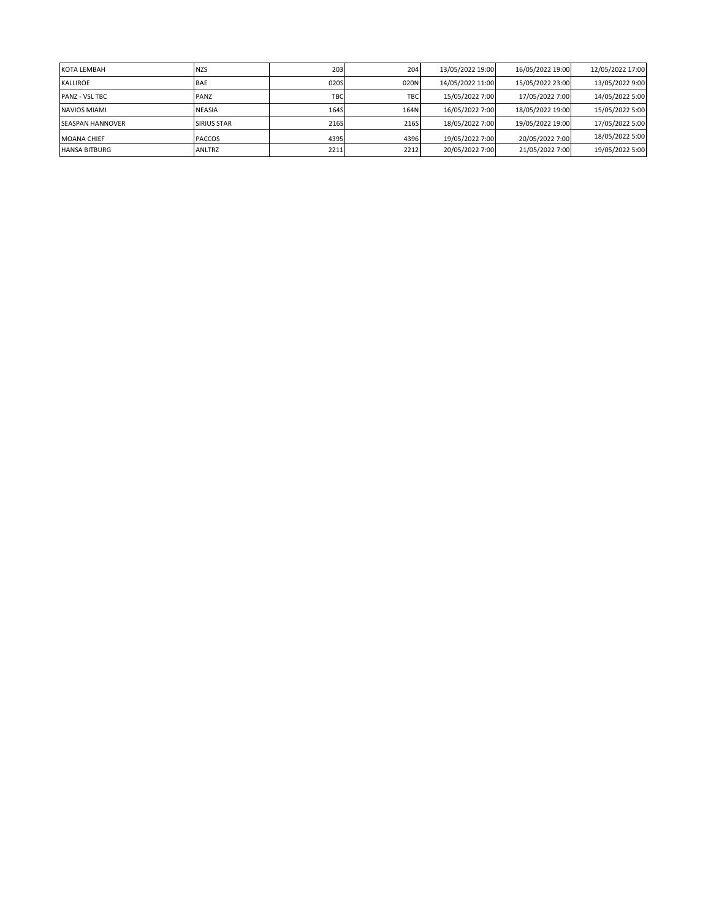| | | | | | | |
|---|---|---|---|---|---|---|
| KOTA LEMBAH | NZS | 203 | 204 | 13/05/2022 19:00 | 16/05/2022 19:00 | 12/05/2022 17:00 |
| KALLIROE | BAE | 020S | 020N | 14/05/2022 11:00 | 15/05/2022 23:00 | 13/05/2022 9:00 |
| PANZ - VSL TBC | PANZ | TBC | TBC | 15/05/2022 7:00 | 17/05/2022 7:00 | 14/05/2022 5:00 |
| NAVIOS MIAMI | NEASIA | 164S | 164N | 16/05/2022 7:00 | 18/05/2022 19:00 | 15/05/2022 5:00 |
| SEASPAN HANNOVER | SIRIUS STAR | 216S | 216S | 18/05/2022 7:00 | 19/05/2022 19:00 | 17/05/2022 5:00 |
| MOANA CHIEF | PACCOS | 4395 | 4396 | 19/05/2022 7:00 | 20/05/2022 7:00 | 18/05/2022 5:00 |
| HANSA BITBURG | ANLTRZ | 2211 | 2212 | 20/05/2022 7:00 | 21/05/2022 7:00 | 19/05/2022 5:00 |